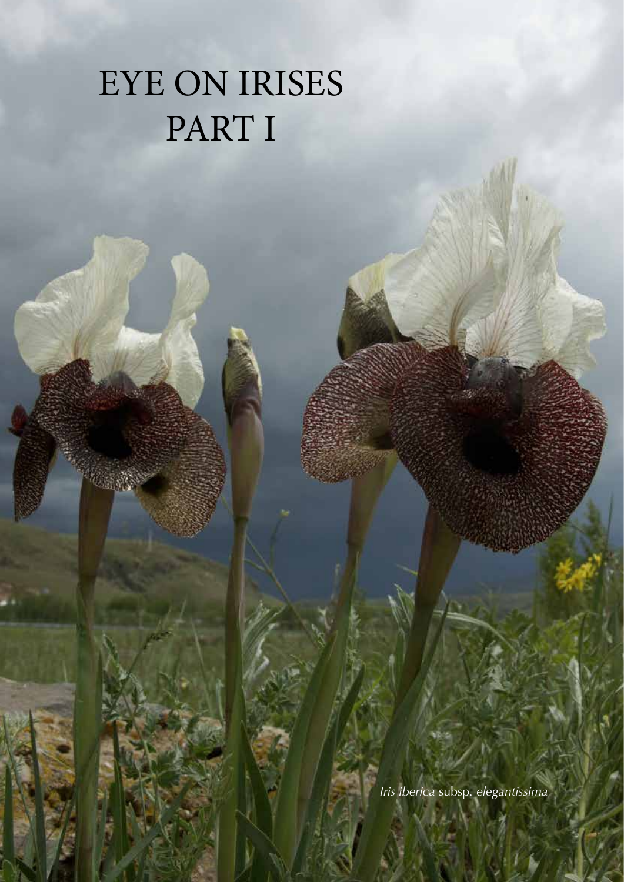# EYE ON IRISES PART I

*Iris iberica* subsp. *elegantissima*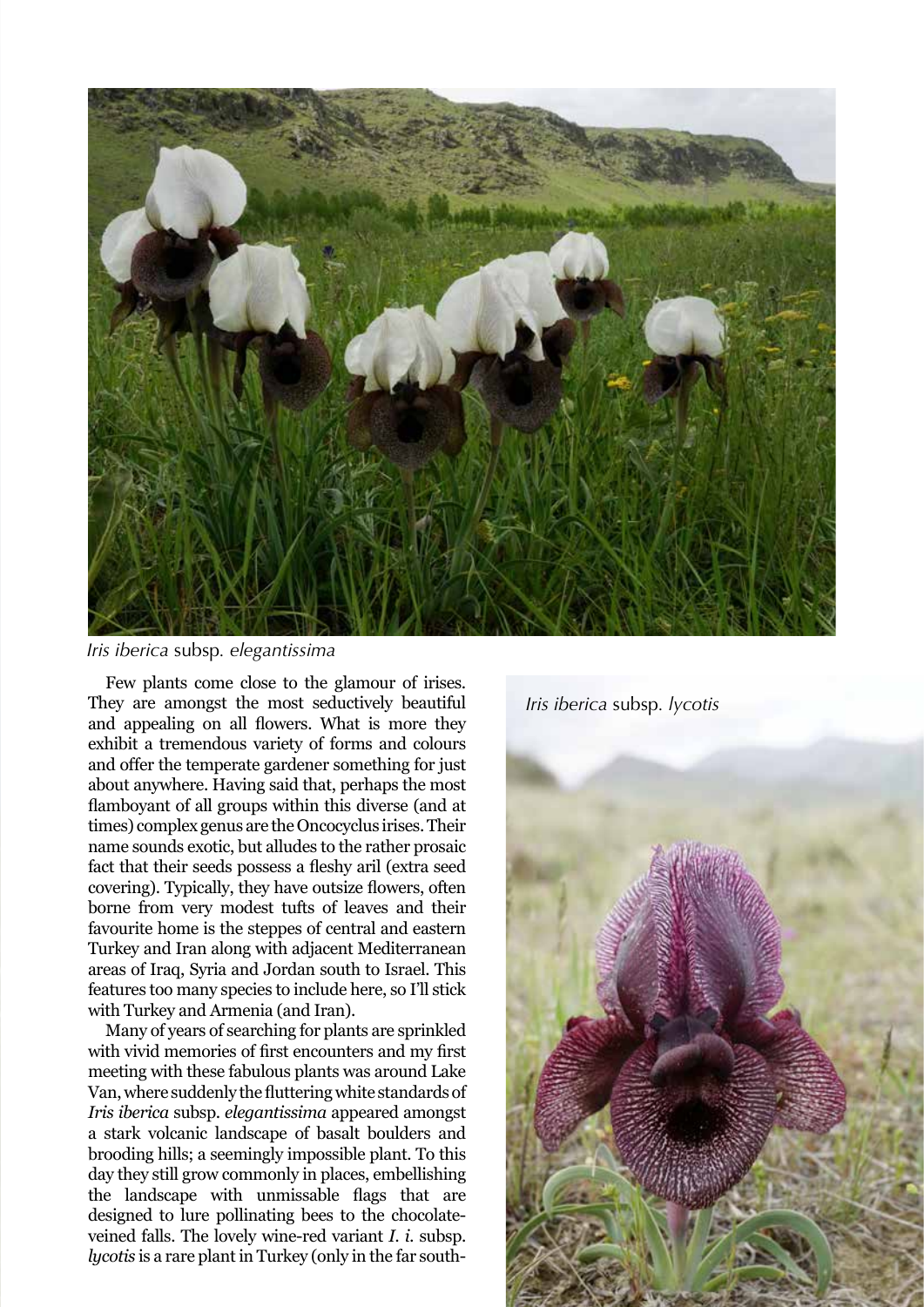*Iris iberica* subsp. *elegantissima*

*Iris iberica* subsp. *lycotis*

Few plants come close to the glamour of irises. They are amongst the most seductively beautiful and appealing on all flowers. What is more they exhibit a tremendous variety of forms and colours and offer the temperate gardener something for just about anywhere. Having said that, perhaps the most flamboyant of all groups within this diverse (and at times) complex genus are the Oncocyclus irises. Their name sounds exotic, but alludes to the rather prosaic fact that their seeds possess a fleshy aril (extra seed covering). Typically, they have outsize flowers, often borne from very modest tufts of leaves and their favourite home is the steppes of central and eastern Turkey and Iran along with adjacent Mediterranean areas of Iraq, Syria and Jordan south to Israel. This features too many species to include here, so I'll stick with Turkey and Armenia (and Iran).

Many of years of searching for plants are sprinkled with vivid memories of first encounters and my first meeting with these fabulous plants was around Lake Van, where suddenly the fluttering white standards of *Iris iberica* subsp. *elegantissima* appeared amongst a stark volcanic landscape of basalt boulders and brooding hills; a seemingly impossible plant. To this day they still grow commonly in places, embellishing the landscape with unmissable flags that are designed to lure pollinating bees to the chocolate-veined falls. The lovely wine-red variant *I. i.* subsp. *lycotis* is a rare plant in Turkey (only in the far south-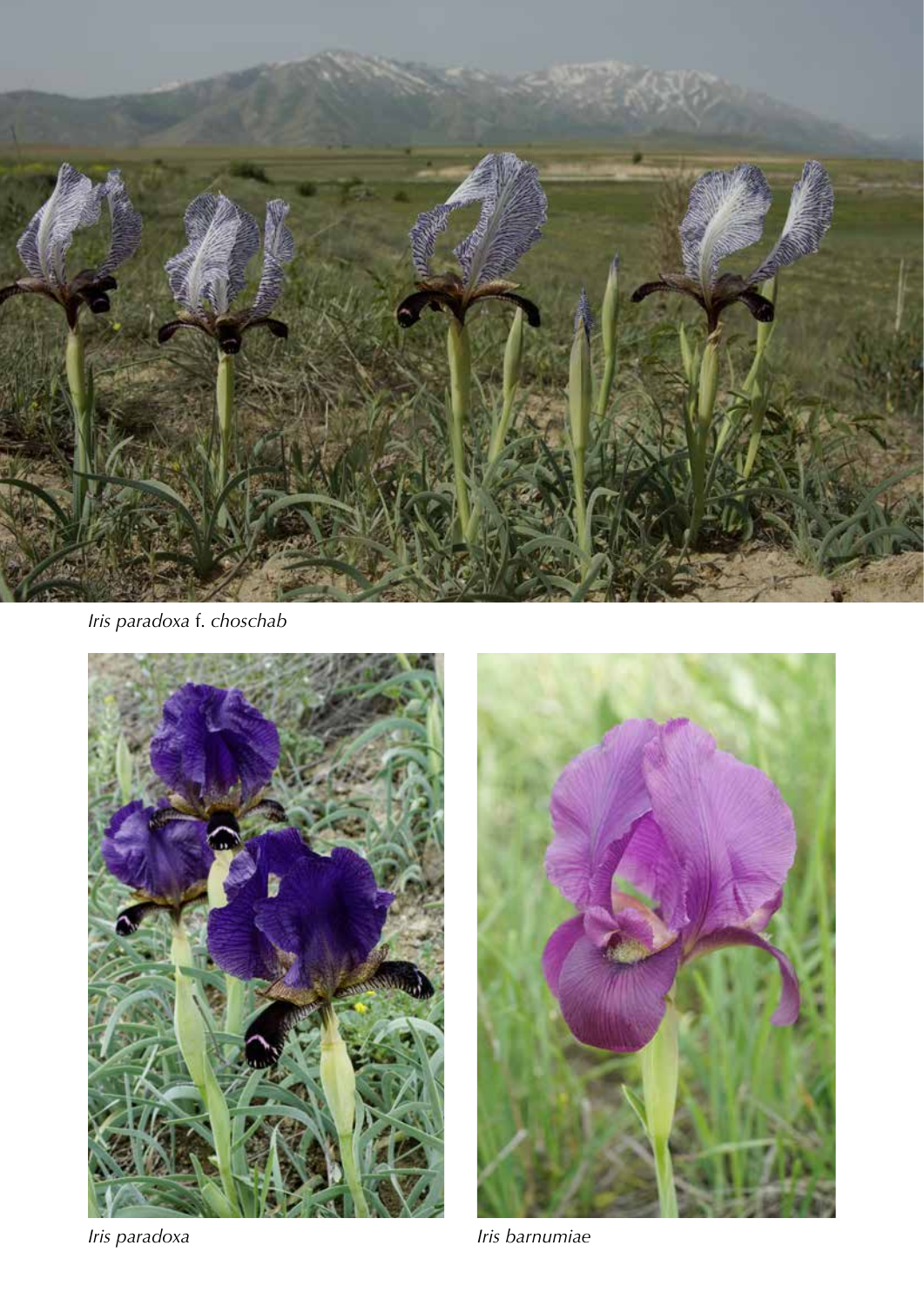*Iris paradoxa* f. *choschab*

*Iris paradoxa*

*Iris barnumiae*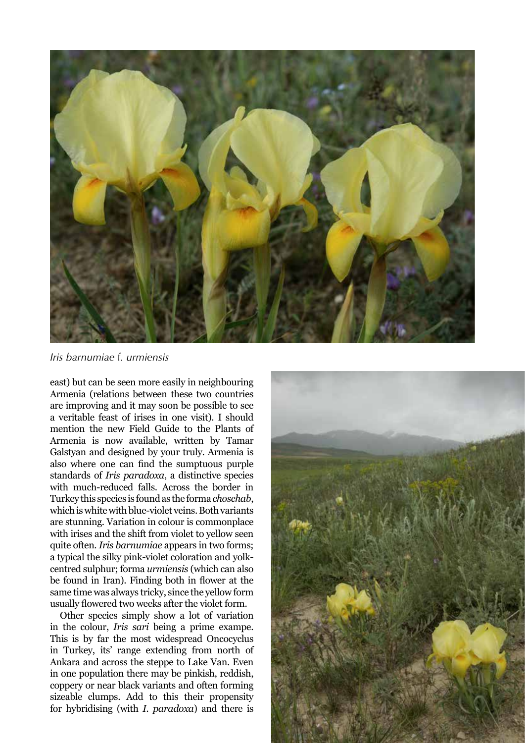*Iris barnumiae* f. *urmiensis*

east) but can be seen more easily in neighbouring Armenia (relations between these two countries are improving and it may soon be possible to see a veritable feast of irises in one visit). I should mention the new Field Guide to the Plants of Armenia is now available, written by Tamar Galstyan and designed by your truly. Armenia is also where one can find the sumptuous purple standards of *Iris paradoxa*, a distinctive species with much-reduced falls. Across the border in Turkey this species is found as the forma *choschab*, which is white with blue-violet veins. Both variants are stunning. Variation in colour is commonplace with irises and the shift from violet to yellow seen quite often. *Iris barnumiae* appears in two forms; a typical the silky pink-violet coloration and yolk-centred sulphur; forma *urmiensis* (which can also be found in Iran). Finding both in flower at the same time was always tricky, since the yellow form usually flowered two weeks after the violet form.

Other species simply show a lot of variation in the colour, *Iris sari* being a prime exampe. This is by far the most widespread Oncocyclus in Turkey, its' range extending from north of Ankara and across the steppe to Lake Van. Even in one population there may be pinkish, reddish, coppery or near black variants and often forming sizeable clumps. Add to this their propensity for hybridising (with *I. paradoxa*) and there is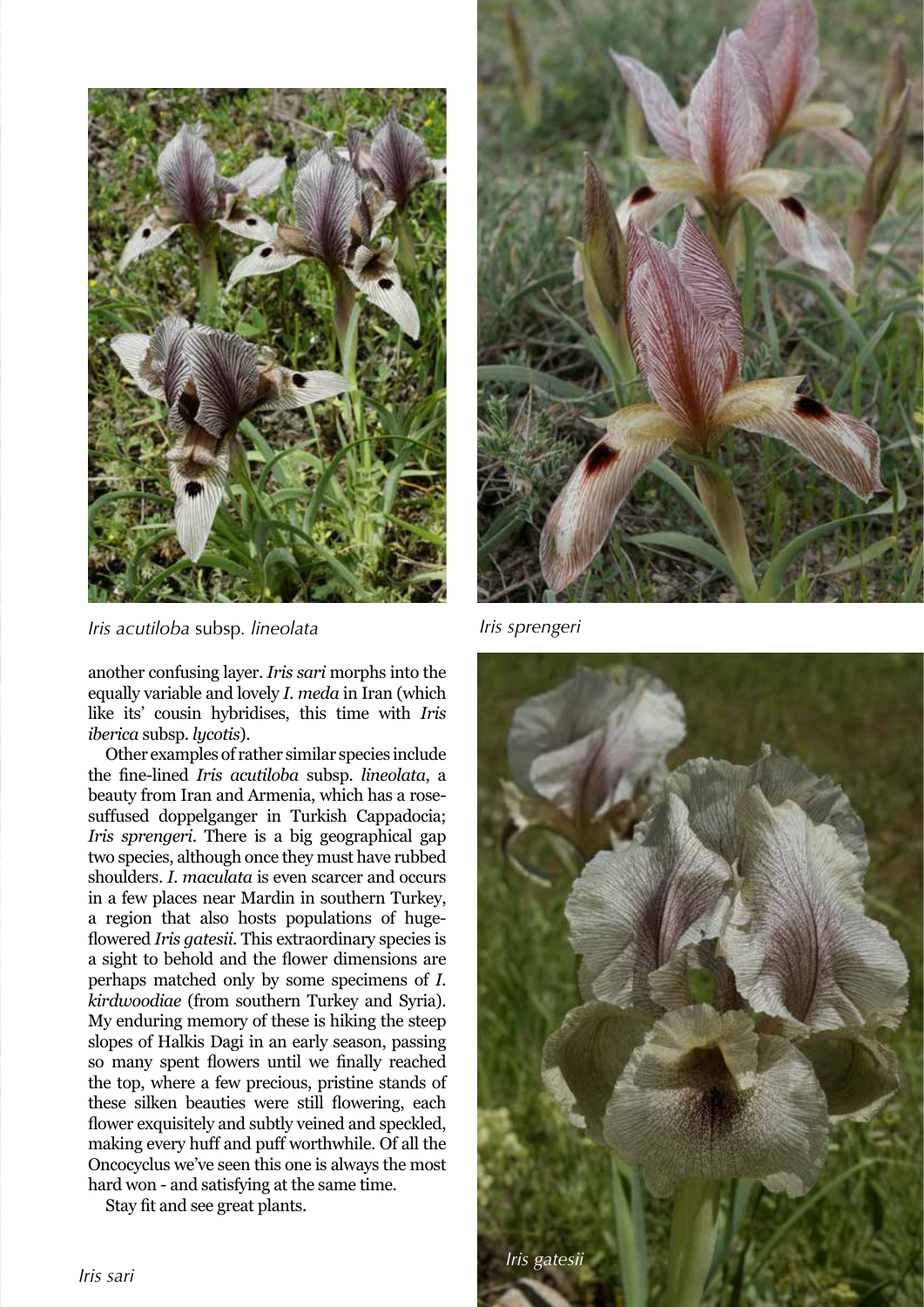*Iris acutiloba* subsp. *lineolata*

*Iris sprengeri*

another confusing layer. *Iris sari* morphs into the equally variable and lovely *I. meda* in Iran (which like its' cousin hybridises, this time with *Iris iberica* subsp. *lycotis*).

Other examples of rather similar species include the fine-lined *Iris acutiloba* subsp. *lineolata*, a beauty from Iran and Armenia, which has a rose-suffused doppelganger in Turkish Cappadocia; *Iris sprengeri*. There is a big geographical gap two species, although once they must have rubbed shoulders. *I. maculata* is even scarcer and occurs in a few places near Mardin in southern Turkey, a region that also hosts populations of huge-flowered *Iris gatesii*. This extraordinary species is a sight to behold and the flower dimensions are perhaps matched only by some specimens of *I. kirdwoodiae* (from southern Turkey and Syria). My enduring memory of these is hiking the steep slopes of Halkis Dagi in an early season, passing so many spent flowers until we finally reached the top, where a few precious, pristine stands of these silken beauties were still flowering, each flower exquisitely and subtly veined and speckled, making every huff and puff worthwhile. Of all the Oncocyclus we've seen this one is always the most hard won - and satisfying at the same time.

Stay fit and see great plants.

*Iris gatesii*

*Iris sari*